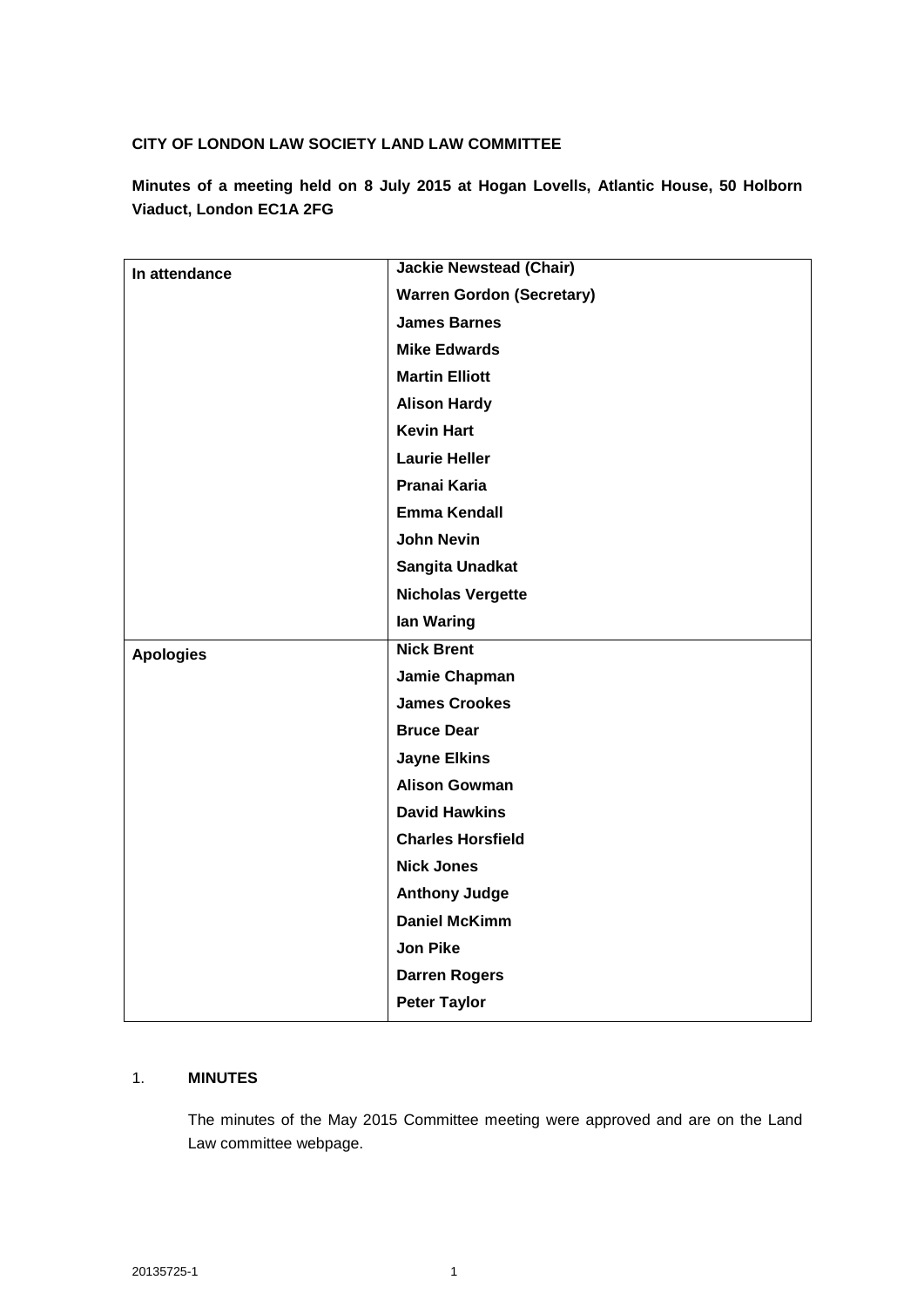**CITY OF LONDON LAW SOCIETY LAND LAW COMMITTEE**

**Minutes of a meeting held on 8 July 2015 at Hogan Lovells, Atlantic House, 50 Holborn Viaduct, London EC1A 2FG**

| | |
|---|---|
| **In attendance** | **Jackie Newstead (Chair)** |
| | **Warren Gordon (Secretary)** |
| | **James Barnes** |
| | **Mike Edwards** |
| | **Martin Elliott** |
| | **Alison Hardy** |
| | **Kevin Hart** |
| | **Laurie Heller** |
| | **Pranai Karia** |
| | **Emma Kendall** |
| | **John Nevin** |
| | **Sangita Unadkat** |
| | **Nicholas Vergette** |
| | **Ian Waring** |
| **Apologies** | **Nick Brent** |
| | **Jamie Chapman** |
| | **James Crookes** |
| | **Bruce Dear** |
| | **Jayne Elkins** |
| | **Alison Gowman** |
| | **David Hawkins** |
| | **Charles Horsfield** |
| | **Nick Jones** |
| | **Anthony Judge** |
| | **Daniel McKimm** |
| | **Jon Pike** |
| | **Darren Rogers** |
| | **Peter Taylor** |

## 1. MINUTES

The minutes of the May 2015 Committee meeting were approved and are on the Land Law committee webpage.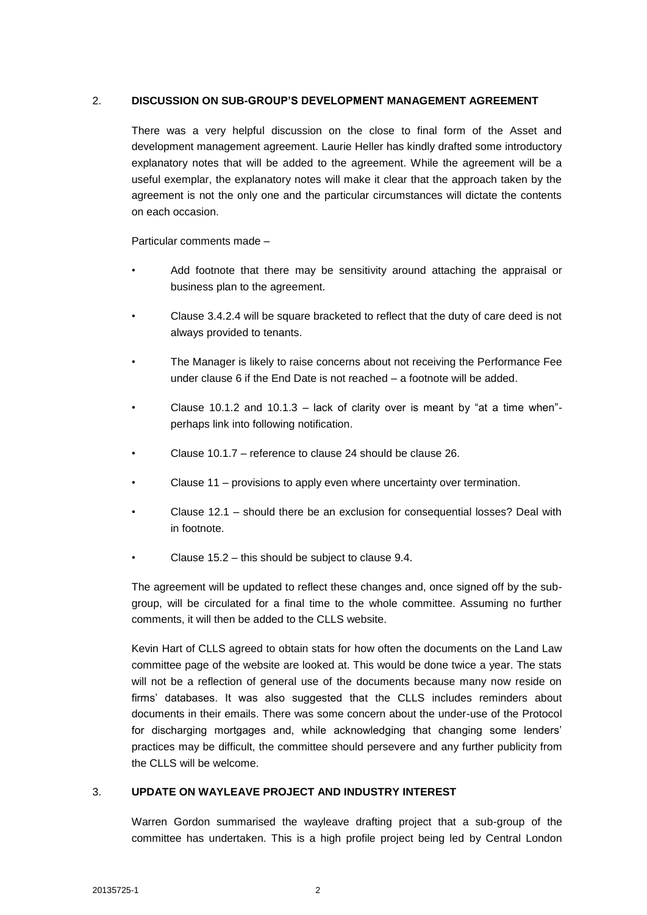## 2. DISCUSSION ON SUB-GROUP'S DEVELOPMENT MANAGEMENT AGREEMENT

There was a very helpful discussion on the close to final form of the Asset and development management agreement. Laurie Heller has kindly drafted some introductory explanatory notes that will be added to the agreement. While the agreement will be a useful exemplar, the explanatory notes will make it clear that the approach taken by the agreement is not the only one and the particular circumstances will dictate the contents on each occasion.

Particular comments made –

- Add footnote that there may be sensitivity around attaching the appraisal or business plan to the agreement.
- Clause 3.4.2.4 will be square bracketed to reflect that the duty of care deed is not always provided to tenants.
- The Manager is likely to raise concerns about not receiving the Performance Fee under clause 6 if the End Date is not reached – a footnote will be added.
- Clause 10.1.2 and 10.1.3 – lack of clarity over is meant by "at a time when"- perhaps link into following notification.
- Clause 10.1.7 – reference to clause 24 should be clause 26.
- Clause 11 – provisions to apply even where uncertainty over termination.
- Clause 12.1 – should there be an exclusion for consequential losses? Deal with in footnote.
- Clause 15.2 – this should be subject to clause 9.4.

The agreement will be updated to reflect these changes and, once signed off by the sub-group, will be circulated for a final time to the whole committee. Assuming no further comments, it will then be added to the CLLS website.

Kevin Hart of CLLS agreed to obtain stats for how often the documents on the Land Law committee page of the website are looked at. This would be done twice a year. The stats will not be a reflection of general use of the documents because many now reside on firms' databases. It was also suggested that the CLLS includes reminders about documents in their emails. There was some concern about the under-use of the Protocol for discharging mortgages and, while acknowledging that changing some lenders' practices may be difficult, the committee should persevere and any further publicity from the CLLS will be welcome.

## 3. UPDATE ON WAYLEAVE PROJECT AND INDUSTRY INTEREST

Warren Gordon summarised the wayleave drafting project that a sub-group of the committee has undertaken. This is a high profile project being led by Central London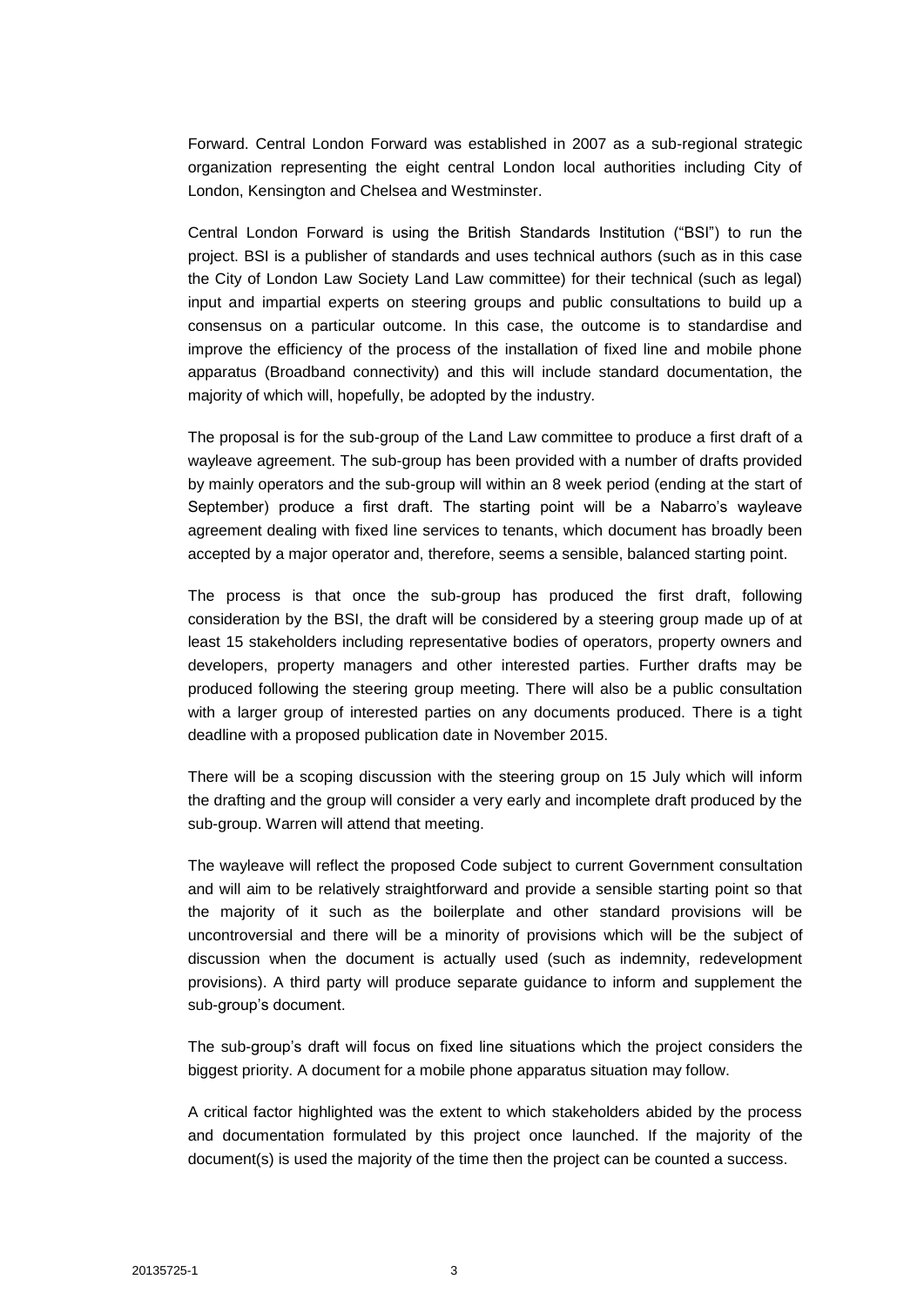Forward. Central London Forward was established in 2007 as a sub-regional strategic organization representing the eight central London local authorities including City of London, Kensington and Chelsea and Westminster.

Central London Forward is using the British Standards Institution ("BSI") to run the project. BSI is a publisher of standards and uses technical authors (such as in this case the City of London Law Society Land Law committee) for their technical (such as legal) input and impartial experts on steering groups and public consultations to build up a consensus on a particular outcome. In this case, the outcome is to standardise and improve the efficiency of the process of the installation of fixed line and mobile phone apparatus (Broadband connectivity) and this will include standard documentation, the majority of which will, hopefully, be adopted by the industry.

The proposal is for the sub-group of the Land Law committee to produce a first draft of a wayleave agreement. The sub-group has been provided with a number of drafts provided by mainly operators and the sub-group will within an 8 week period (ending at the start of September) produce a first draft. The starting point will be a Nabarro's wayleave agreement dealing with fixed line services to tenants, which document has broadly been accepted by a major operator and, therefore, seems a sensible, balanced starting point.

The process is that once the sub-group has produced the first draft, following consideration by the BSI, the draft will be considered by a steering group made up of at least 15 stakeholders including representative bodies of operators, property owners and developers, property managers and other interested parties. Further drafts may be produced following the steering group meeting. There will also be a public consultation with a larger group of interested parties on any documents produced. There is a tight deadline with a proposed publication date in November 2015.

There will be a scoping discussion with the steering group on 15 July which will inform the drafting and the group will consider a very early and incomplete draft produced by the sub-group. Warren will attend that meeting.

The wayleave will reflect the proposed Code subject to current Government consultation and will aim to be relatively straightforward and provide a sensible starting point so that the majority of it such as the boilerplate and other standard provisions will be uncontroversial and there will be a minority of provisions which will be the subject of discussion when the document is actually used (such as indemnity, redevelopment provisions). A third party will produce separate guidance to inform and supplement the sub-group's document.

The sub-group's draft will focus on fixed line situations which the project considers the biggest priority. A document for a mobile phone apparatus situation may follow.

A critical factor highlighted was the extent to which stakeholders abided by the process and documentation formulated by this project once launched. If the majority of the document(s) is used the majority of the time then the project can be counted a success.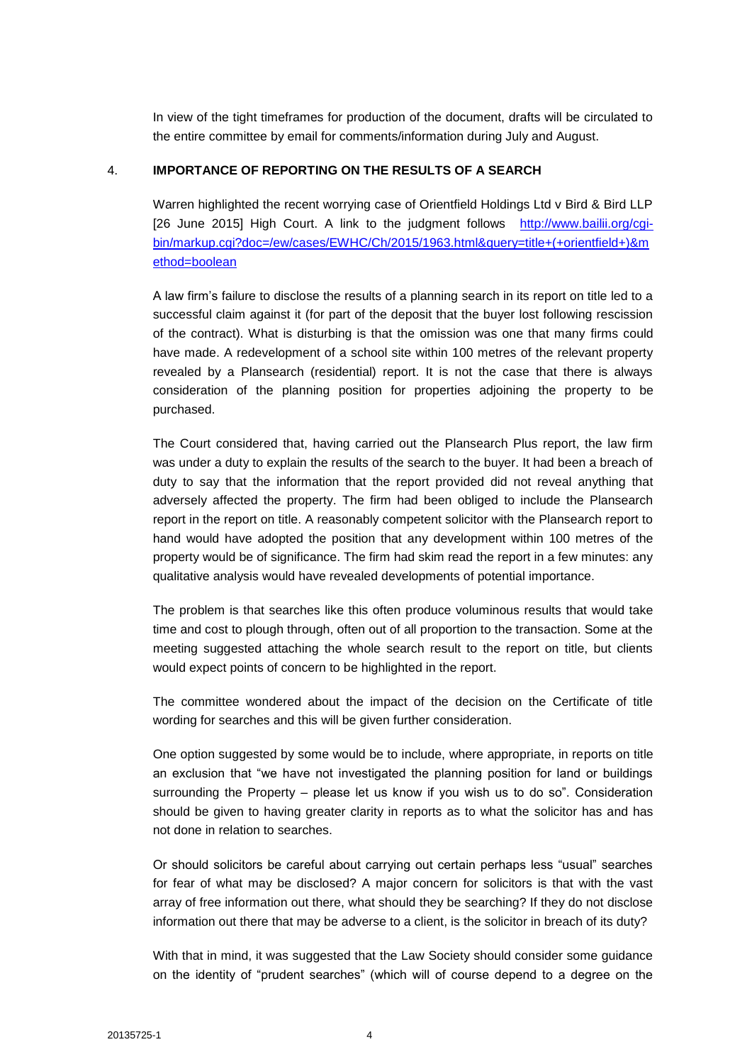In view of the tight timeframes for production of the document, drafts will be circulated to the entire committee by email for comments/information during July and August.

4. **IMPORTANCE OF REPORTING ON THE RESULTS OF A SEARCH**

Warren highlighted the recent worrying case of Orientfield Holdings Ltd v Bird & Bird LLP [26 June 2015] High Court. A link to the judgment follows [http://www.bailii.org/cgi-bin/markup.cgi?doc=/ew/cases/EWHC/Ch/2015/1963.html&query=title+(+orientfield+)&method=boolean](http://www.bailii.org/cgi-bin/markup.cgi?doc=/ew/cases/EWHC/Ch/2015/1963.html&query=title+(+orientfield+)&method=boolean)

A law firm's failure to disclose the results of a planning search in its report on title led to a successful claim against it (for part of the deposit that the buyer lost following rescission of the contract). What is disturbing is that the omission was one that many firms could have made. A redevelopment of a school site within 100 metres of the relevant property revealed by a Plansearch (residential) report. It is not the case that there is always consideration of the planning position for properties adjoining the property to be purchased.

The Court considered that, having carried out the Plansearch Plus report, the law firm was under a duty to explain the results of the search to the buyer. It had been a breach of duty to say that the information that the report provided did not reveal anything that adversely affected the property. The firm had been obliged to include the Plansearch report in the report on title. A reasonably competent solicitor with the Plansearch report to hand would have adopted the position that any development within 100 metres of the property would be of significance. The firm had skim read the report in a few minutes: any qualitative analysis would have revealed developments of potential importance.

The problem is that searches like this often produce voluminous results that would take time and cost to plough through, often out of all proportion to the transaction. Some at the meeting suggested attaching the whole search result to the report on title, but clients would expect points of concern to be highlighted in the report.

The committee wondered about the impact of the decision on the Certificate of title wording for searches and this will be given further consideration.

One option suggested by some would be to include, where appropriate, in reports on title an exclusion that "we have not investigated the planning position for land or buildings surrounding the Property – please let us know if you wish us to do so". Consideration should be given to having greater clarity in reports as to what the solicitor has and has not done in relation to searches.

Or should solicitors be careful about carrying out certain perhaps less "usual" searches for fear of what may be disclosed? A major concern for solicitors is that with the vast array of free information out there, what should they be searching? If they do not disclose information out there that may be adverse to a client, is the solicitor in breach of its duty?

With that in mind, it was suggested that the Law Society should consider some guidance on the identity of "prudent searches" (which will of course depend to a degree on the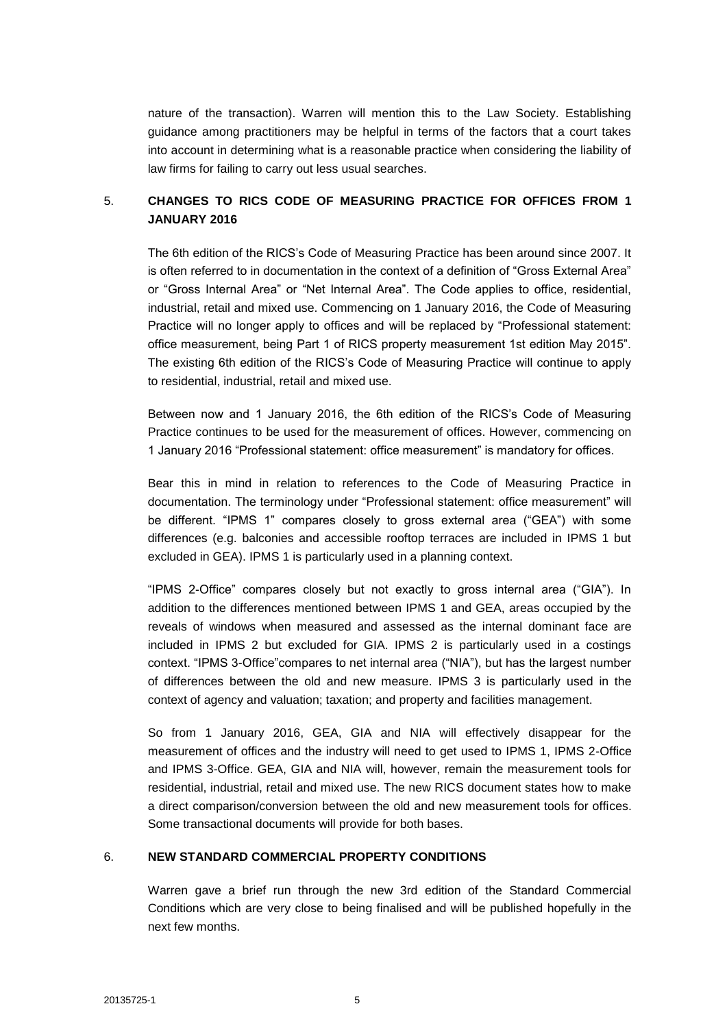nature of the transaction). Warren will mention this to the Law Society. Establishing guidance among practitioners may be helpful in terms of the factors that a court takes into account in determining what is a reasonable practice when considering the liability of law firms for failing to carry out less usual searches.

## 5. CHANGES TO RICS CODE OF MEASURING PRACTICE FOR OFFICES FROM 1 JANUARY 2016

The 6th edition of the RICS's Code of Measuring Practice has been around since 2007. It is often referred to in documentation in the context of a definition of "Gross External Area" or "Gross Internal Area" or "Net Internal Area". The Code applies to office, residential, industrial, retail and mixed use. Commencing on 1 January 2016, the Code of Measuring Practice will no longer apply to offices and will be replaced by "Professional statement: office measurement, being Part 1 of RICS property measurement 1st edition May 2015". The existing 6th edition of the RICS's Code of Measuring Practice will continue to apply to residential, industrial, retail and mixed use.

Between now and 1 January 2016, the 6th edition of the RICS's Code of Measuring Practice continues to be used for the measurement of offices. However, commencing on 1 January 2016 "Professional statement: office measurement" is mandatory for offices.

Bear this in mind in relation to references to the Code of Measuring Practice in documentation. The terminology under "Professional statement: office measurement" will be different. "IPMS 1" compares closely to gross external area ("GEA") with some differences (e.g. balconies and accessible rooftop terraces are included in IPMS 1 but excluded in GEA). IPMS 1 is particularly used in a planning context.

"IPMS 2-Office" compares closely but not exactly to gross internal area ("GIA"). In addition to the differences mentioned between IPMS 1 and GEA, areas occupied by the reveals of windows when measured and assessed as the internal dominant face are included in IPMS 2 but excluded for GIA. IPMS 2 is particularly used in a costings context. "IPMS 3-Office"compares to net internal area ("NIA"), but has the largest number of differences between the old and new measure. IPMS 3 is particularly used in the context of agency and valuation; taxation; and property and facilities management.

So from 1 January 2016, GEA, GIA and NIA will effectively disappear for the measurement of offices and the industry will need to get used to IPMS 1, IPMS 2-Office and IPMS 3-Office. GEA, GIA and NIA will, however, remain the measurement tools for residential, industrial, retail and mixed use. The new RICS document states how to make a direct comparison/conversion between the old and new measurement tools for offices. Some transactional documents will provide for both bases.

## 6. NEW STANDARD COMMERCIAL PROPERTY CONDITIONS

Warren gave a brief run through the new 3rd edition of the Standard Commercial Conditions which are very close to being finalised and will be published hopefully in the next few months.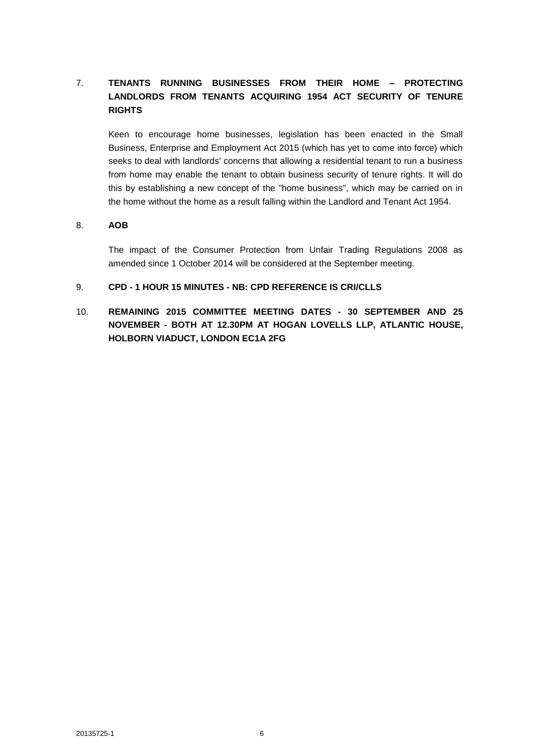7. **TENANTS RUNNING BUSINESSES FROM THEIR HOME – PROTECTING LANDLORDS FROM TENANTS ACQUIRING 1954 ACT SECURITY OF TENURE RIGHTS**

   Keen to encourage home businesses, legislation has been enacted in the Small Business, Enterprise and Employment Act 2015 (which has yet to come into force) which seeks to deal with landlords' concerns that allowing a residential tenant to run a business from home may enable the tenant to obtain business security of tenure rights. It will do this by establishing a new concept of the "home business", which may be carried on in the home without the home as a result falling within the Landlord and Tenant Act 1954.

8. **AOB**

   The impact of the Consumer Protection from Unfair Trading Regulations 2008 as amended since 1 October 2014 will be considered at the September meeting.

9. **CPD - 1 HOUR 15 MINUTES - NB: CPD REFERENCE IS CRI/CLLS**

10. **REMAINING 2015 COMMITTEE MEETING DATES - 30 SEPTEMBER AND 25 NOVEMBER - BOTH AT 12.30PM AT HOGAN LOVELLS LLP, ATLANTIC HOUSE, HOLBORN VIADUCT, LONDON EC1A 2FG**